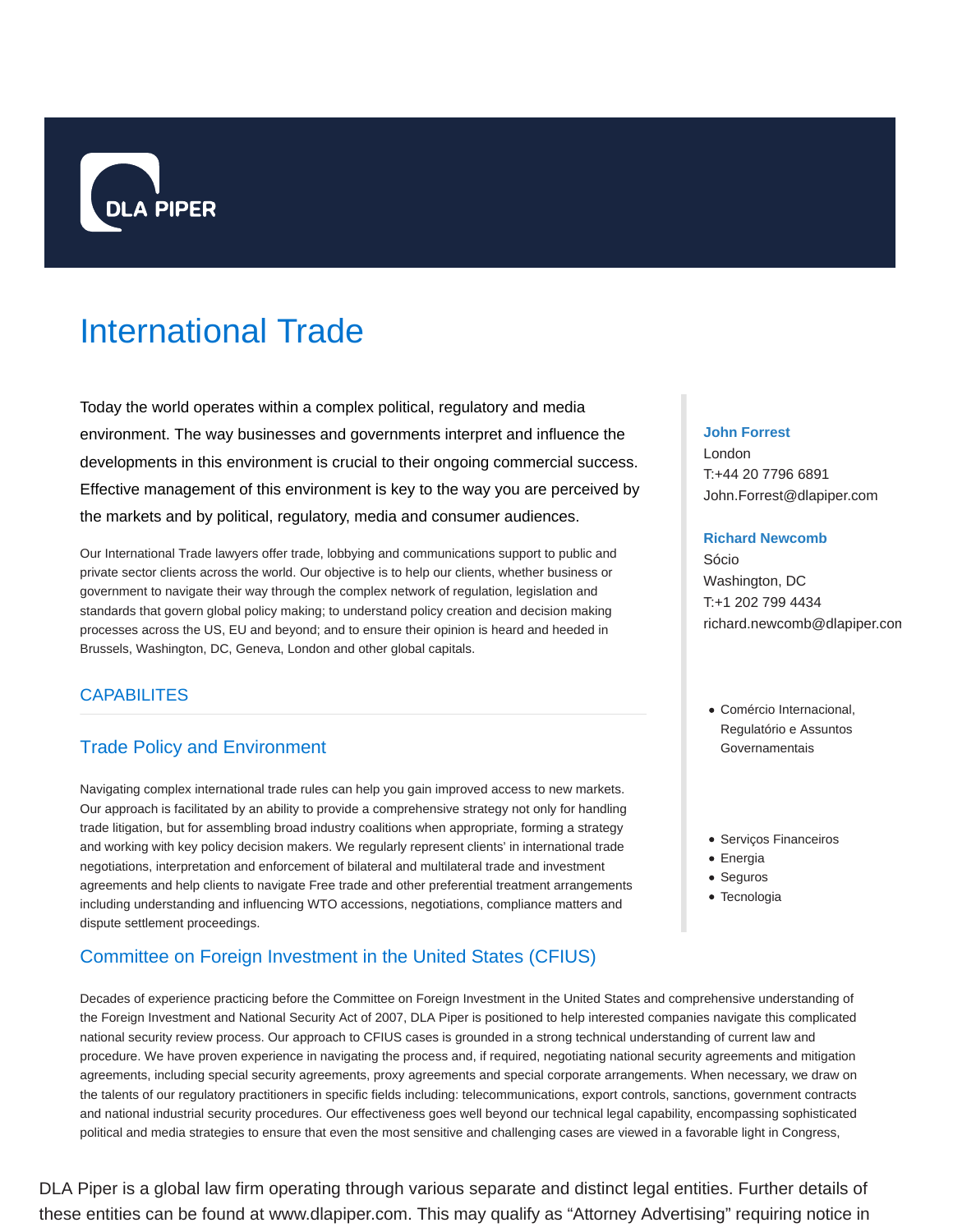DLA PIPER

# International Trade

Today the world operates within a complex political, regulatory and media environment. The way businesses and governments interpret and influence the developments in this environment is crucial to their ongoing commercial success. Effective management of this environment is key to the way you are perceived by the markets and by political, regulatory, media and consumer audiences.

Our International Trade lawyers offer trade, lobbying and communications support to public and private sector clients across the world. Our objective is to help our clients, whether business or government to navigate their way through the complex network of regulation, legislation and standards that govern global policy making; to understand policy creation and decision making processes across the US, EU and beyond; and to ensure their opinion is heard and heeded in Brussels, Washington, DC, Geneva, London and other global capitals.

**John Forrest**
London
T:+44 20 7796 6891
John.Forrest@dlapiper.com

**Richard Newcomb**
Sócio
Washington, DC
T:+1 202 799 4434
richard.newcomb@dlapiper.con

- Comércio Internacional, Regulatório e Assuntos Governamentais

- Serviços Financeiros
- Energia
- Seguros
- Tecnologia

## CAPABILITES

### Trade Policy and Environment

Navigating complex international trade rules can help you gain improved access to new markets. Our approach is facilitated by an ability to provide a comprehensive strategy not only for handling trade litigation, but for assembling broad industry coalitions when appropriate, forming a strategy and working with key policy decision makers. We regularly represent clients' in international trade negotiations, interpretation and enforcement of bilateral and multilateral trade and investment agreements and help clients to navigate Free trade and other preferential treatment arrangements including understanding and influencing WTO accessions, negotiations, compliance matters and dispute settlement proceedings.

### Committee on Foreign Investment in the United States (CFIUS)

Decades of experience practicing before the Committee on Foreign Investment in the United States and comprehensive understanding of the Foreign Investment and National Security Act of 2007, DLA Piper is positioned to help interested companies navigate this complicated national security review process. Our approach to CFIUS cases is grounded in a strong technical understanding of current law and procedure. We have proven experience in navigating the process and, if required, negotiating national security agreements and mitigation agreements, including special security agreements, proxy agreements and special corporate arrangements. When necessary, we draw on the talents of our regulatory practitioners in specific fields including: telecommunications, export controls, sanctions, government contracts and national industrial security procedures. Our effectiveness goes well beyond our technical legal capability, encompassing sophisticated political and media strategies to ensure that even the most sensitive and challenging cases are viewed in a favorable light in Congress,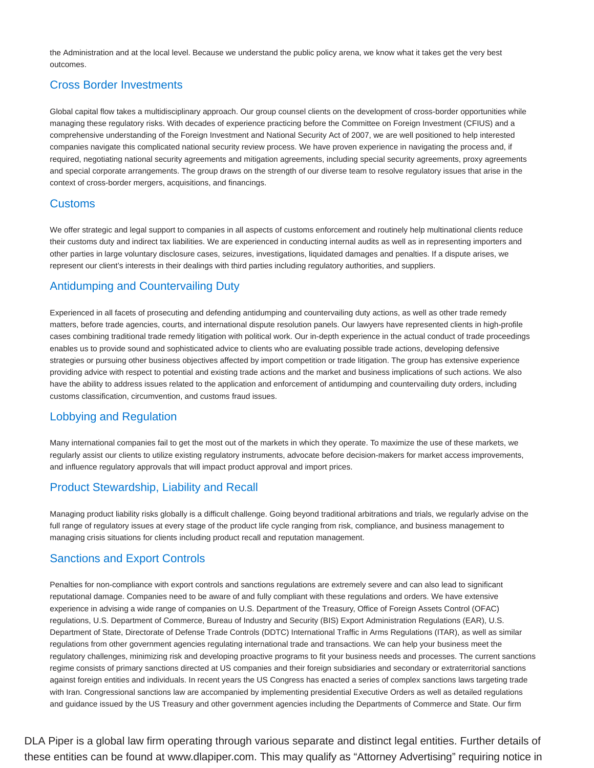the Administration and at the local level. Because we understand the public policy arena, we know what it takes get the very best outcomes.

## Cross Border Investments

Global capital flow takes a multidisciplinary approach. Our group counsel clients on the development of cross-border opportunities while managing these regulatory risks. With decades of experience practicing before the Committee on Foreign Investment (CFIUS) and a comprehensive understanding of the Foreign Investment and National Security Act of 2007, we are well positioned to help interested companies navigate this complicated national security review process. We have proven experience in navigating the process and, if required, negotiating national security agreements and mitigation agreements, including special security agreements, proxy agreements and special corporate arrangements. The group draws on the strength of our diverse team to resolve regulatory issues that arise in the context of cross-border mergers, acquisitions, and financings.

## Customs

We offer strategic and legal support to companies in all aspects of customs enforcement and routinely help multinational clients reduce their customs duty and indirect tax liabilities. We are experienced in conducting internal audits as well as in representing importers and other parties in large voluntary disclosure cases, seizures, investigations, liquidated damages and penalties. If a dispute arises, we represent our client's interests in their dealings with third parties including regulatory authorities, and suppliers.

## Antidumping and Countervailing Duty

Experienced in all facets of prosecuting and defending antidumping and countervailing duty actions, as well as other trade remedy matters, before trade agencies, courts, and international dispute resolution panels. Our lawyers have represented clients in high-profile cases combining traditional trade remedy litigation with political work. Our in-depth experience in the actual conduct of trade proceedings enables us to provide sound and sophisticated advice to clients who are evaluating possible trade actions, developing defensive strategies or pursuing other business objectives affected by import competition or trade litigation. The group has extensive experience providing advice with respect to potential and existing trade actions and the market and business implications of such actions. We also have the ability to address issues related to the application and enforcement of antidumping and countervailing duty orders, including customs classification, circumvention, and customs fraud issues.

## Lobbying and Regulation

Many international companies fail to get the most out of the markets in which they operate. To maximize the use of these markets, we regularly assist our clients to utilize existing regulatory instruments, advocate before decision-makers for market access improvements, and influence regulatory approvals that will impact product approval and import prices.

## Product Stewardship, Liability and Recall

Managing product liability risks globally is a difficult challenge. Going beyond traditional arbitrations and trials, we regularly advise on the full range of regulatory issues at every stage of the product life cycle ranging from risk, compliance, and business management to managing crisis situations for clients including product recall and reputation management.

## Sanctions and Export Controls

Penalties for non-compliance with export controls and sanctions regulations are extremely severe and can also lead to significant reputational damage. Companies need to be aware of and fully compliant with these regulations and orders. We have extensive experience in advising a wide range of companies on U.S. Department of the Treasury, Office of Foreign Assets Control (OFAC) regulations, U.S. Department of Commerce, Bureau of Industry and Security (BIS) Export Administration Regulations (EAR), U.S. Department of State, Directorate of Defense Trade Controls (DDTC) International Traffic in Arms Regulations (ITAR), as well as similar regulations from other government agencies regulating international trade and transactions. We can help your business meet the regulatory challenges, minimizing risk and developing proactive programs to fit your business needs and processes. The current sanctions regime consists of primary sanctions directed at US companies and their foreign subsidiaries and secondary or extraterritorial sanctions against foreign entities and individuals. In recent years the US Congress has enacted a series of complex sanctions laws targeting trade with Iran. Congressional sanctions law are accompanied by implementing presidential Executive Orders as well as detailed regulations and guidance issued by the US Treasury and other government agencies including the Departments of Commerce and State. Our firm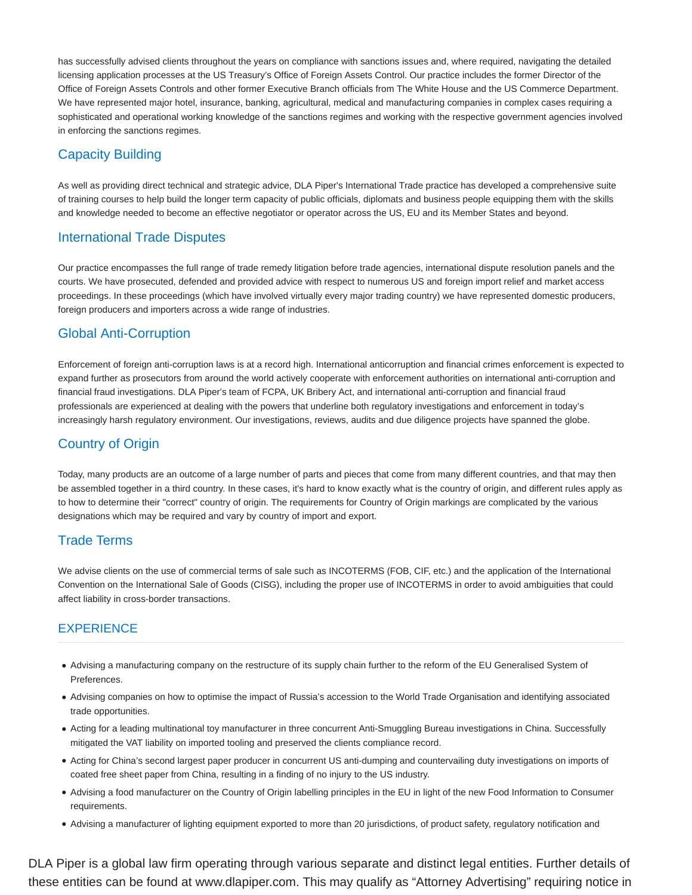has successfully advised clients throughout the years on compliance with sanctions issues and, where required, navigating the detailed licensing application processes at the US Treasury's Office of Foreign Assets Control. Our practice includes the former Director of the Office of Foreign Assets Controls and other former Executive Branch officials from The White House and the US Commerce Department. We have represented major hotel, insurance, banking, agricultural, medical and manufacturing companies in complex cases requiring a sophisticated and operational working knowledge of the sanctions regimes and working with the respective government agencies involved in enforcing the sanctions regimes.

## Capacity Building

As well as providing direct technical and strategic advice, DLA Piper's International Trade practice has developed a comprehensive suite of training courses to help build the longer term capacity of public officials, diplomats and business people equipping them with the skills and knowledge needed to become an effective negotiator or operator across the US, EU and its Member States and beyond.

## International Trade Disputes

Our practice encompasses the full range of trade remedy litigation before trade agencies, international dispute resolution panels and the courts. We have prosecuted, defended and provided advice with respect to numerous US and foreign import relief and market access proceedings. In these proceedings (which have involved virtually every major trading country) we have represented domestic producers, foreign producers and importers across a wide range of industries.

## Global Anti-Corruption

Enforcement of foreign anti-corruption laws is at a record high. International anticorruption and financial crimes enforcement is expected to expand further as prosecutors from around the world actively cooperate with enforcement authorities on international anti-corruption and financial fraud investigations. DLA Piper's team of FCPA, UK Bribery Act, and international anti-corruption and financial fraud professionals are experienced at dealing with the powers that underline both regulatory investigations and enforcement in today's increasingly harsh regulatory environment. Our investigations, reviews, audits and due diligence projects have spanned the globe.

## Country of Origin

Today, many products are an outcome of a large number of parts and pieces that come from many different countries, and that may then be assembled together in a third country. In these cases, it's hard to know exactly what is the country of origin, and different rules apply as to how to determine their "correct" country of origin. The requirements for Country of Origin markings are complicated by the various designations which may be required and vary by country of import and export.

## Trade Terms

We advise clients on the use of commercial terms of sale such as INCOTERMS (FOB, CIF, etc.) and the application of the International Convention on the International Sale of Goods (CISG), including the proper use of INCOTERMS in order to avoid ambiguities that could affect liability in cross-border transactions.

## EXPERIENCE

- Advising a manufacturing company on the restructure of its supply chain further to the reform of the EU Generalised System of Preferences.
- Advising companies on how to optimise the impact of Russia's accession to the World Trade Organisation and identifying associated trade opportunities.
- Acting for a leading multinational toy manufacturer in three concurrent Anti-Smuggling Bureau investigations in China. Successfully mitigated the VAT liability on imported tooling and preserved the clients compliance record.
- Acting for China's second largest paper producer in concurrent US anti-dumping and countervailing duty investigations on imports of coated free sheet paper from China, resulting in a finding of no injury to the US industry.
- Advising a food manufacturer on the Country of Origin labelling principles in the EU in light of the new Food Information to Consumer requirements.
- Advising a manufacturer of lighting equipment exported to more than 20 jurisdictions, of product safety, regulatory notification and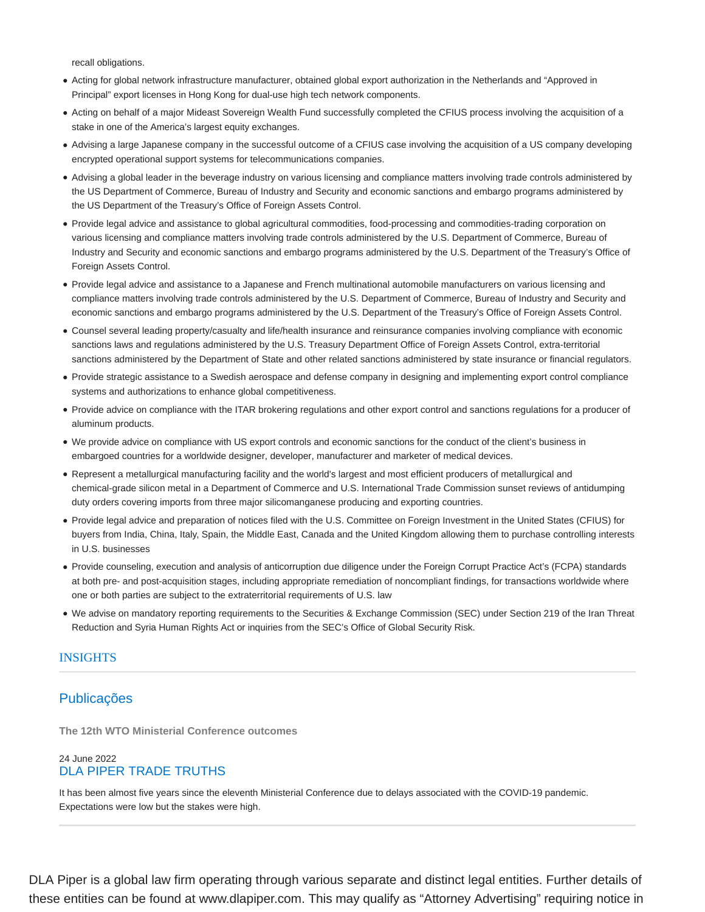recall obligations.

- Acting for global network infrastructure manufacturer, obtained global export authorization in the Netherlands and "Approved in Principal" export licenses in Hong Kong for dual-use high tech network components.
- Acting on behalf of a major Mideast Sovereign Wealth Fund successfully completed the CFIUS process involving the acquisition of a stake in one of the America's largest equity exchanges.
- Advising a large Japanese company in the successful outcome of a CFIUS case involving the acquisition of a US company developing encrypted operational support systems for telecommunications companies.
- Advising a global leader in the beverage industry on various licensing and compliance matters involving trade controls administered by the US Department of Commerce, Bureau of Industry and Security and economic sanctions and embargo programs administered by the US Department of the Treasury's Office of Foreign Assets Control.
- Provide legal advice and assistance to global agricultural commodities, food-processing and commodities-trading corporation on various licensing and compliance matters involving trade controls administered by the U.S. Department of Commerce, Bureau of Industry and Security and economic sanctions and embargo programs administered by the U.S. Department of the Treasury's Office of Foreign Assets Control.
- Provide legal advice and assistance to a Japanese and French multinational automobile manufacturers on various licensing and compliance matters involving trade controls administered by the U.S. Department of Commerce, Bureau of Industry and Security and economic sanctions and embargo programs administered by the U.S. Department of the Treasury's Office of Foreign Assets Control.
- Counsel several leading property/casualty and life/health insurance and reinsurance companies involving compliance with economic sanctions laws and regulations administered by the U.S. Treasury Department Office of Foreign Assets Control, extra-territorial sanctions administered by the Department of State and other related sanctions administered by state insurance or financial regulators.
- Provide strategic assistance to a Swedish aerospace and defense company in designing and implementing export control compliance systems and authorizations to enhance global competitiveness.
- Provide advice on compliance with the ITAR brokering regulations and other export control and sanctions regulations for a producer of aluminum products.
- We provide advice on compliance with US export controls and economic sanctions for the conduct of the client's business in embargoed countries for a worldwide designer, developer, manufacturer and marketer of medical devices.
- Represent a metallurgical manufacturing facility and the world's largest and most efficient producers of metallurgical and chemical-grade silicon metal in a Department of Commerce and U.S. International Trade Commission sunset reviews of antidumping duty orders covering imports from three major silicomanganese producing and exporting countries.
- Provide legal advice and preparation of notices filed with the U.S. Committee on Foreign Investment in the United States (CFIUS) for buyers from India, China, Italy, Spain, the Middle East, Canada and the United Kingdom allowing them to purchase controlling interests in U.S. businesses
- Provide counseling, execution and analysis of anticorruption due diligence under the Foreign Corrupt Practice Act's (FCPA) standards at both pre- and post-acquisition stages, including appropriate remediation of noncompliant findings, for transactions worldwide where one or both parties are subject to the extraterritorial requirements of U.S. law
- We advise on mandatory reporting requirements to the Securities & Exchange Commission (SEC) under Section 219 of the Iran Threat Reduction and Syria Human Rights Act or inquiries from the SEC's Office of Global Security Risk.

## INSIGHTS

### Publicações

**The 12th WTO Ministerial Conference outcomes**

24 June 2022
DLA PIPER TRADE TRUTHS

It has been almost five years since the eleventh Ministerial Conference due to delays associated with the COVID-19 pandemic. Expectations were low but the stakes were high.

DLA Piper is a global law firm operating through various separate and distinct legal entities. Further details of these entities can be found at www.dlapiper.com. This may qualify as "Attorney Advertising" requiring notice in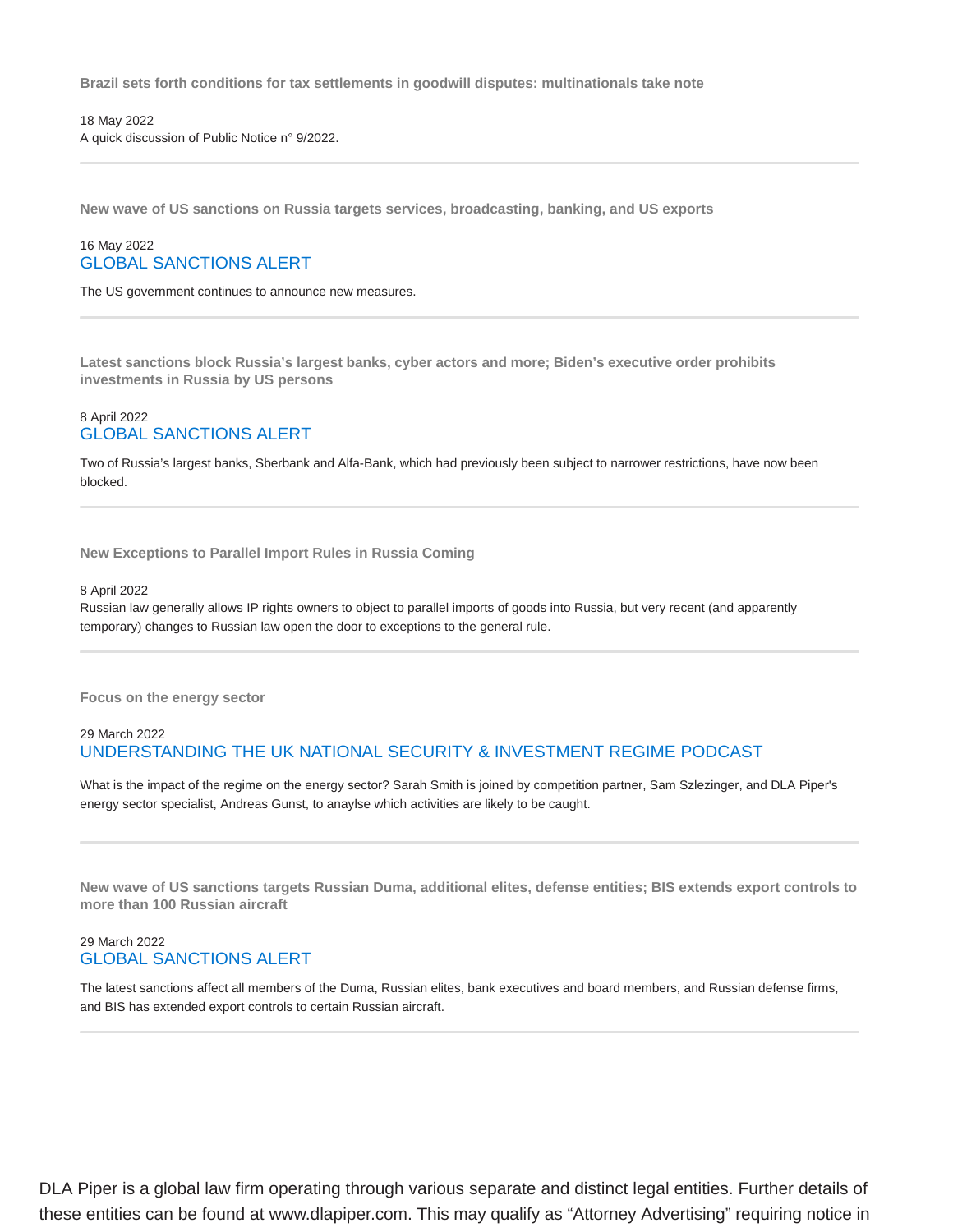**Brazil sets forth conditions for tax settlements in goodwill disputes: multinationals take note**

18 May 2022

A quick discussion of Public Notice n° 9/2022.

---

**New wave of US sanctions on Russia targets services, broadcasting, banking, and US exports**

16 May 2022

GLOBAL SANCTIONS ALERT

The US government continues to announce new measures.

---

**Latest sanctions block Russia's largest banks, cyber actors and more; Biden's executive order prohibits investments in Russia by US persons**

8 April 2022

GLOBAL SANCTIONS ALERT

Two of Russia's largest banks, Sberbank and Alfa-Bank, which had previously been subject to narrower restrictions, have now been blocked.

---

**New Exceptions to Parallel Import Rules in Russia Coming**

8 April 2022

Russian law generally allows IP rights owners to object to parallel imports of goods into Russia, but very recent (and apparently temporary) changes to Russian law open the door to exceptions to the general rule.

---

**Focus on the energy sector**

29 March 2022

UNDERSTANDING THE UK NATIONAL SECURITY & INVESTMENT REGIME PODCAST

What is the impact of the regime on the energy sector? Sarah Smith is joined by competition partner, Sam Szlezinger, and DLA Piper's energy sector specialist, Andreas Gunst, to anaylse which activities are likely to be caught.

---

**New wave of US sanctions targets Russian Duma, additional elites, defense entities; BIS extends export controls to more than 100 Russian aircraft**

29 March 2022

GLOBAL SANCTIONS ALERT

The latest sanctions affect all members of the Duma, Russian elites, bank executives and board members, and Russian defense firms, and BIS has extended export controls to certain Russian aircraft.

---

DLA Piper is a global law firm operating through various separate and distinct legal entities. Further details of these entities can be found at www.dlapiper.com. This may qualify as "Attorney Advertising" requiring notice in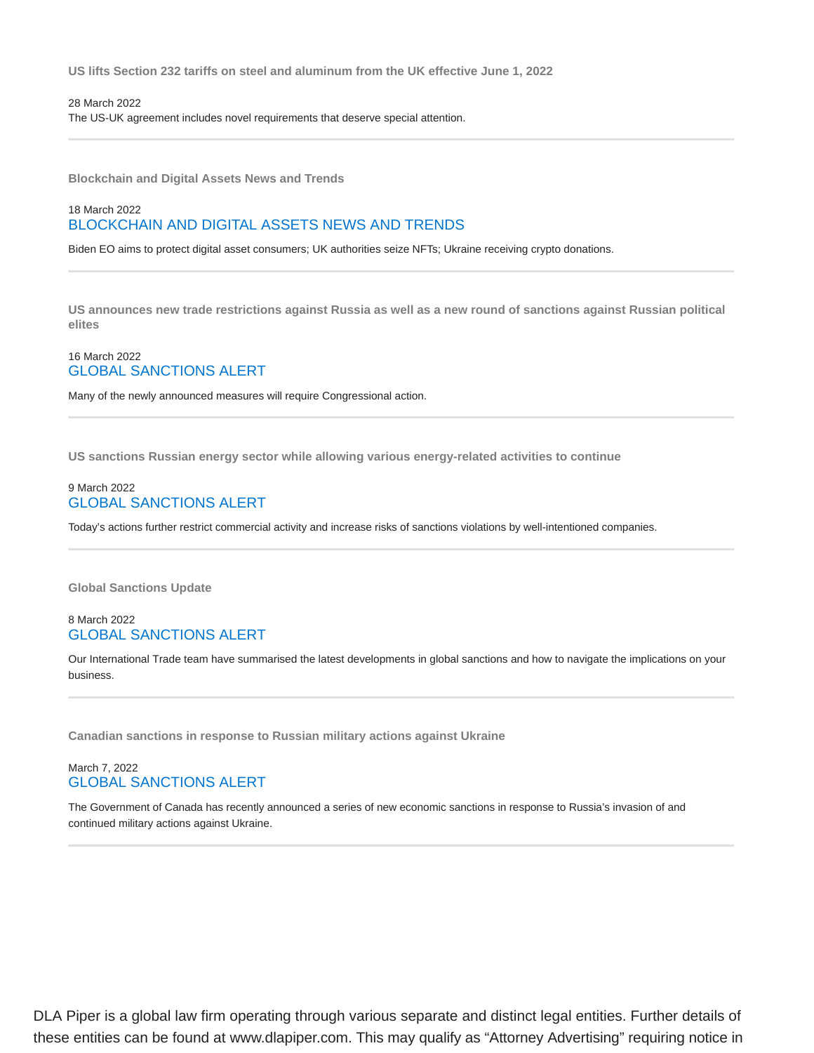**US lifts Section 232 tariffs on steel and aluminum from the UK effective June 1, 2022**

28 March 2022

The US-UK agreement includes novel requirements that deserve special attention.

---

**Blockchain and Digital Assets News and Trends**

18 March 2022

BLOCKCHAIN AND DIGITAL ASSETS NEWS AND TRENDS

Biden EO aims to protect digital asset consumers; UK authorities seize NFTs; Ukraine receiving crypto donations.

---

**US announces new trade restrictions against Russia as well as a new round of sanctions against Russian political elites**

16 March 2022

GLOBAL SANCTIONS ALERT

Many of the newly announced measures will require Congressional action.

---

**US sanctions Russian energy sector while allowing various energy-related activities to continue**

9 March 2022

GLOBAL SANCTIONS ALERT

Today's actions further restrict commercial activity and increase risks of sanctions violations by well-intentioned companies.

---

**Global Sanctions Update**

8 March 2022

GLOBAL SANCTIONS ALERT

Our International Trade team have summarised the latest developments in global sanctions and how to navigate the implications on your business.

---

**Canadian sanctions in response to Russian military actions against Ukraine**

March 7, 2022

GLOBAL SANCTIONS ALERT

The Government of Canada has recently announced a series of new economic sanctions in response to Russia's invasion of and continued military actions against Ukraine.

---

DLA Piper is a global law firm operating through various separate and distinct legal entities. Further details of these entities can be found at www.dlapiper.com. This may qualify as "Attorney Advertising" requiring notice in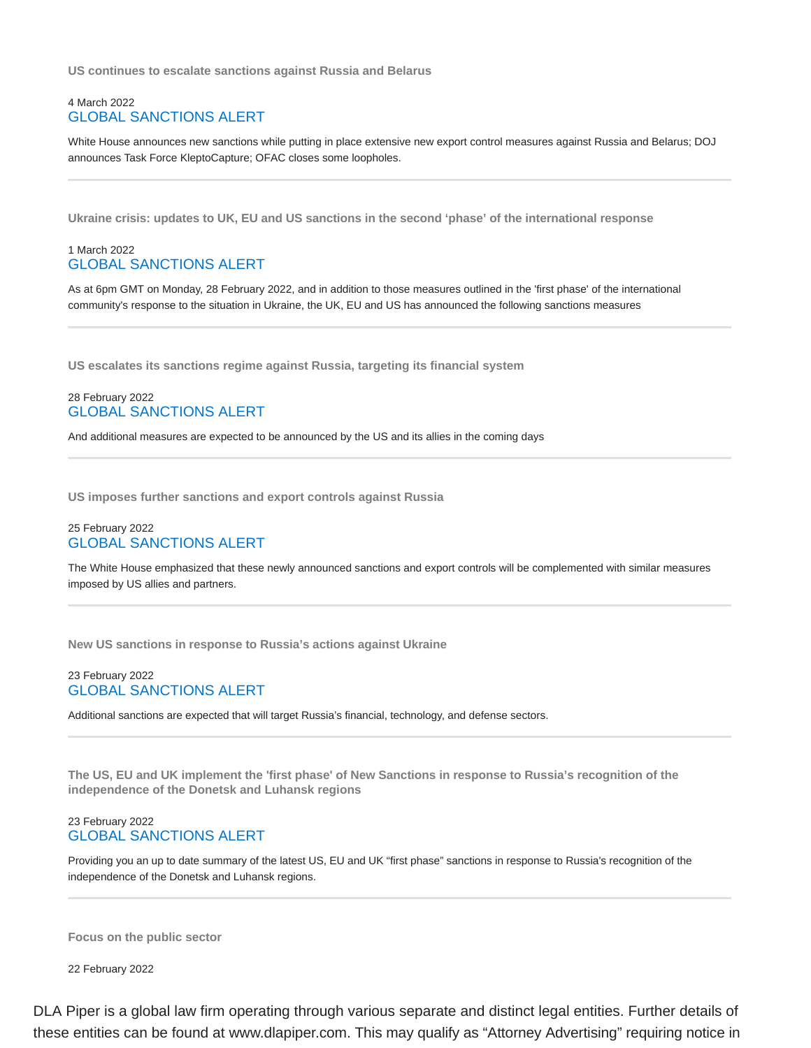### US continues to escalate sanctions against Russia and Belarus

4 March 2022
GLOBAL SANCTIONS ALERT

White House announces new sanctions while putting in place extensive new export control measures against Russia and Belarus; DOJ announces Task Force KleptoCapture; OFAC closes some loopholes.

---

### Ukraine crisis: updates to UK, EU and US sanctions in the second 'phase' of the international response

1 March 2022
GLOBAL SANCTIONS ALERT

As at 6pm GMT on Monday, 28 February 2022, and in addition to those measures outlined in the 'first phase' of the international community's response to the situation in Ukraine, the UK, EU and US has announced the following sanctions measures

---

### US escalates its sanctions regime against Russia, targeting its financial system

28 February 2022
GLOBAL SANCTIONS ALERT

And additional measures are expected to be announced by the US and its allies in the coming days

---

### US imposes further sanctions and export controls against Russia

25 February 2022
GLOBAL SANCTIONS ALERT

The White House emphasized that these newly announced sanctions and export controls will be complemented with similar measures imposed by US allies and partners.

---

### New US sanctions in response to Russia's actions against Ukraine

23 February 2022
GLOBAL SANCTIONS ALERT

Additional sanctions are expected that will target Russia's financial, technology, and defense sectors.

---

### The US, EU and UK implement the 'first phase' of New Sanctions in response to Russia's recognition of the independence of the Donetsk and Luhansk regions

23 February 2022
GLOBAL SANCTIONS ALERT

Providing you an up to date summary of the latest US, EU and UK "first phase" sanctions in response to Russia's recognition of the independence of the Donetsk and Luhansk regions.

---

### Focus on the public sector

22 February 2022

DLA Piper is a global law firm operating through various separate and distinct legal entities. Further details of these entities can be found at www.dlapiper.com. This may qualify as "Attorney Advertising" requiring notice in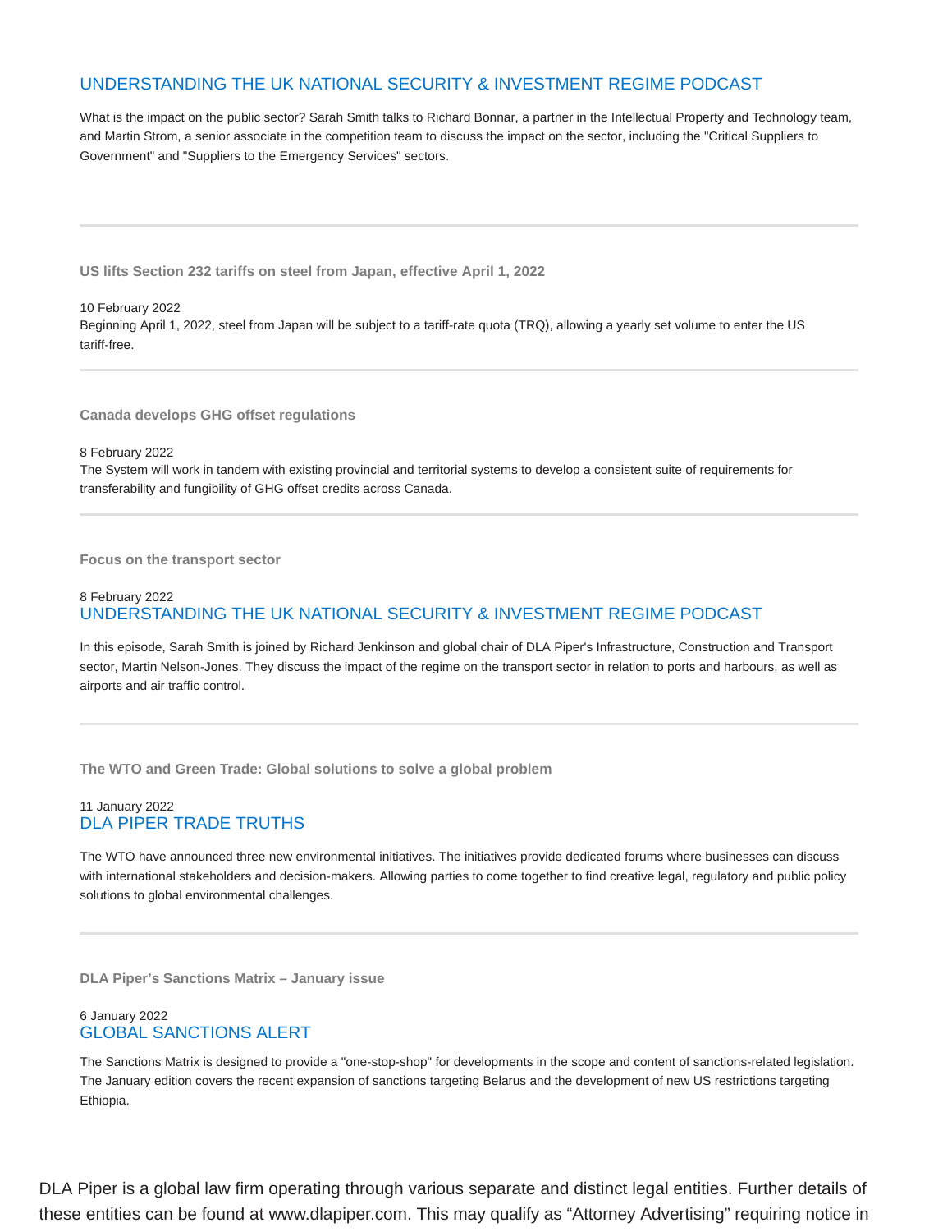## UNDERSTANDING THE UK NATIONAL SECURITY & INVESTMENT REGIME PODCAST

What is the impact on the public sector? Sarah Smith talks to Richard Bonnar, a partner in the Intellectual Property and Technology team, and Martin Strom, a senior associate in the competition team to discuss the impact on the sector, including the "Critical Suppliers to Government" and "Suppliers to the Emergency Services" sectors.

---

**US lifts Section 232 tariffs on steel from Japan, effective April 1, 2022**

10 February 2022

Beginning April 1, 2022, steel from Japan will be subject to a tariff-rate quota (TRQ), allowing a yearly set volume to enter the US tariff-free.

---

**Canada develops GHG offset regulations**

8 February 2022

The System will work in tandem with existing provincial and territorial systems to develop a consistent suite of requirements for transferability and fungibility of GHG offset credits across Canada.

---

**Focus on the transport sector**

8 February 2022

## UNDERSTANDING THE UK NATIONAL SECURITY & INVESTMENT REGIME PODCAST

In this episode, Sarah Smith is joined by Richard Jenkinson and global chair of DLA Piper's Infrastructure, Construction and Transport sector, Martin Nelson-Jones. They discuss the impact of the regime on the transport sector in relation to ports and harbours, as well as airports and air traffic control.

---

**The WTO and Green Trade: Global solutions to solve a global problem**

11 January 2022

## DLA PIPER TRADE TRUTHS

The WTO have announced three new environmental initiatives. The initiatives provide dedicated forums where businesses can discuss with international stakeholders and decision-makers. Allowing parties to come together to find creative legal, regulatory and public policy solutions to global environmental challenges.

---

**DLA Piper's Sanctions Matrix – January issue**

6 January 2022

## GLOBAL SANCTIONS ALERT

The Sanctions Matrix is designed to provide a "one-stop-shop" for developments in the scope and content of sanctions-related legislation. The January edition covers the recent expansion of sanctions targeting Belarus and the development of new US restrictions targeting Ethiopia.

DLA Piper is a global law firm operating through various separate and distinct legal entities. Further details of these entities can be found at www.dlapiper.com. This may qualify as "Attorney Advertising" requiring notice in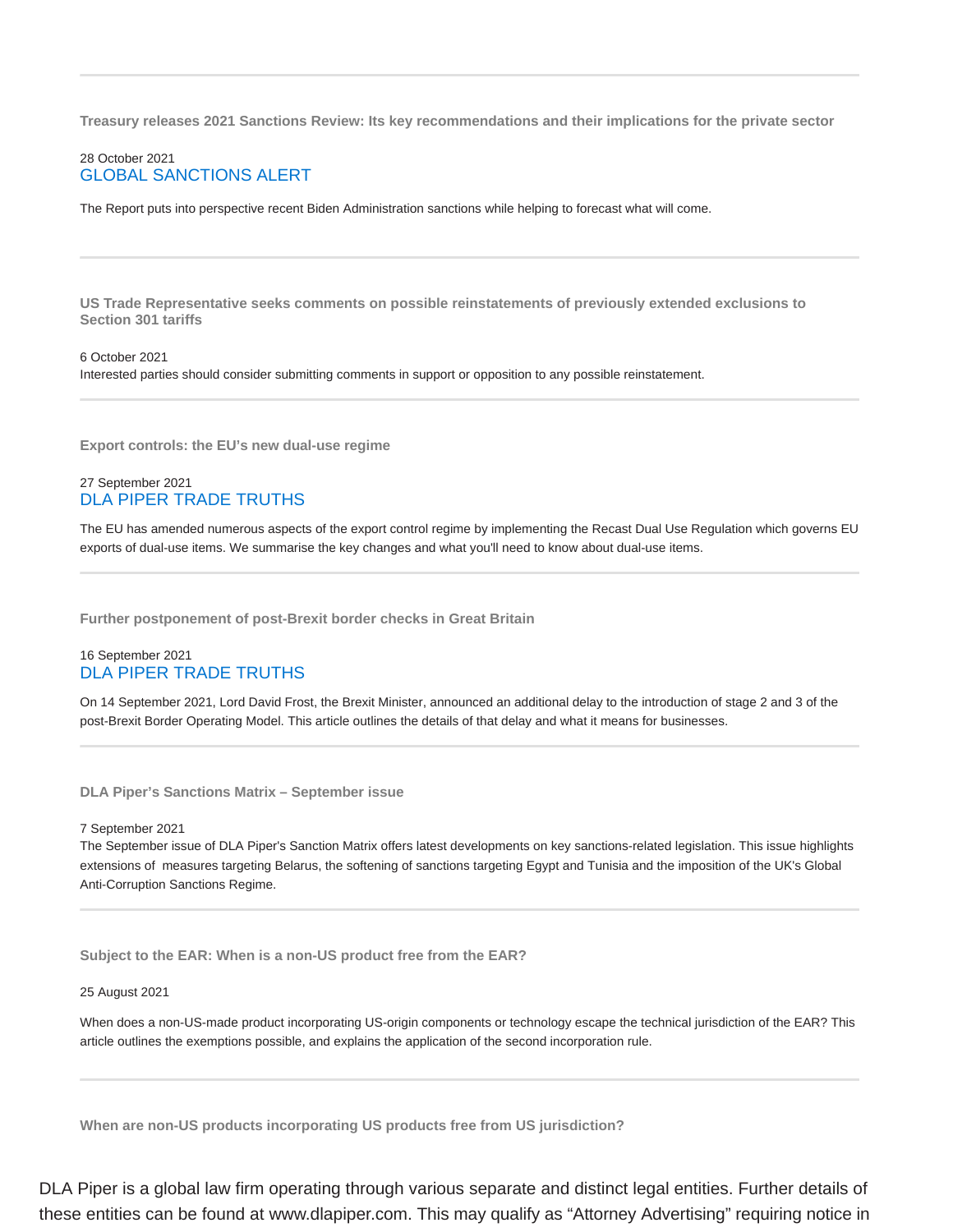---

**Treasury releases 2021 Sanctions Review: Its key recommendations and their implications for the private sector**

28 October 2021
GLOBAL SANCTIONS ALERT

The Report puts into perspective recent Biden Administration sanctions while helping to forecast what will come.

---

**US Trade Representative seeks comments on possible reinstatements of previously extended exclusions to Section 301 tariffs**

6 October 2021
Interested parties should consider submitting comments in support or opposition to any possible reinstatement.

---

**Export controls: the EU's new dual-use regime**

27 September 2021
DLA PIPER TRADE TRUTHS

The EU has amended numerous aspects of the export control regime by implementing the Recast Dual Use Regulation which governs EU exports of dual-use items. We summarise the key changes and what you'll need to know about dual-use items.

---

**Further postponement of post-Brexit border checks in Great Britain**

16 September 2021
DLA PIPER TRADE TRUTHS

On 14 September 2021, Lord David Frost, the Brexit Minister, announced an additional delay to the introduction of stage 2 and 3 of the post-Brexit Border Operating Model. This article outlines the details of that delay and what it means for businesses.

---

**DLA Piper's Sanctions Matrix – September issue**

7 September 2021
The September issue of DLA Piper's Sanction Matrix offers latest developments on key sanctions-related legislation. This issue highlights extensions of measures targeting Belarus, the softening of sanctions targeting Egypt and Tunisia and the imposition of the UK's Global Anti-Corruption Sanctions Regime.

---

**Subject to the EAR: When is a non-US product free from the EAR?**

25 August 2021

When does a non-US-made product incorporating US-origin components or technology escape the technical jurisdiction of the EAR? This article outlines the exemptions possible, and explains the application of the second incorporation rule.

---

**When are non-US products incorporating US products free from US jurisdiction?**

DLA Piper is a global law firm operating through various separate and distinct legal entities. Further details of these entities can be found at www.dlapiper.com. This may qualify as "Attorney Advertising" requiring notice in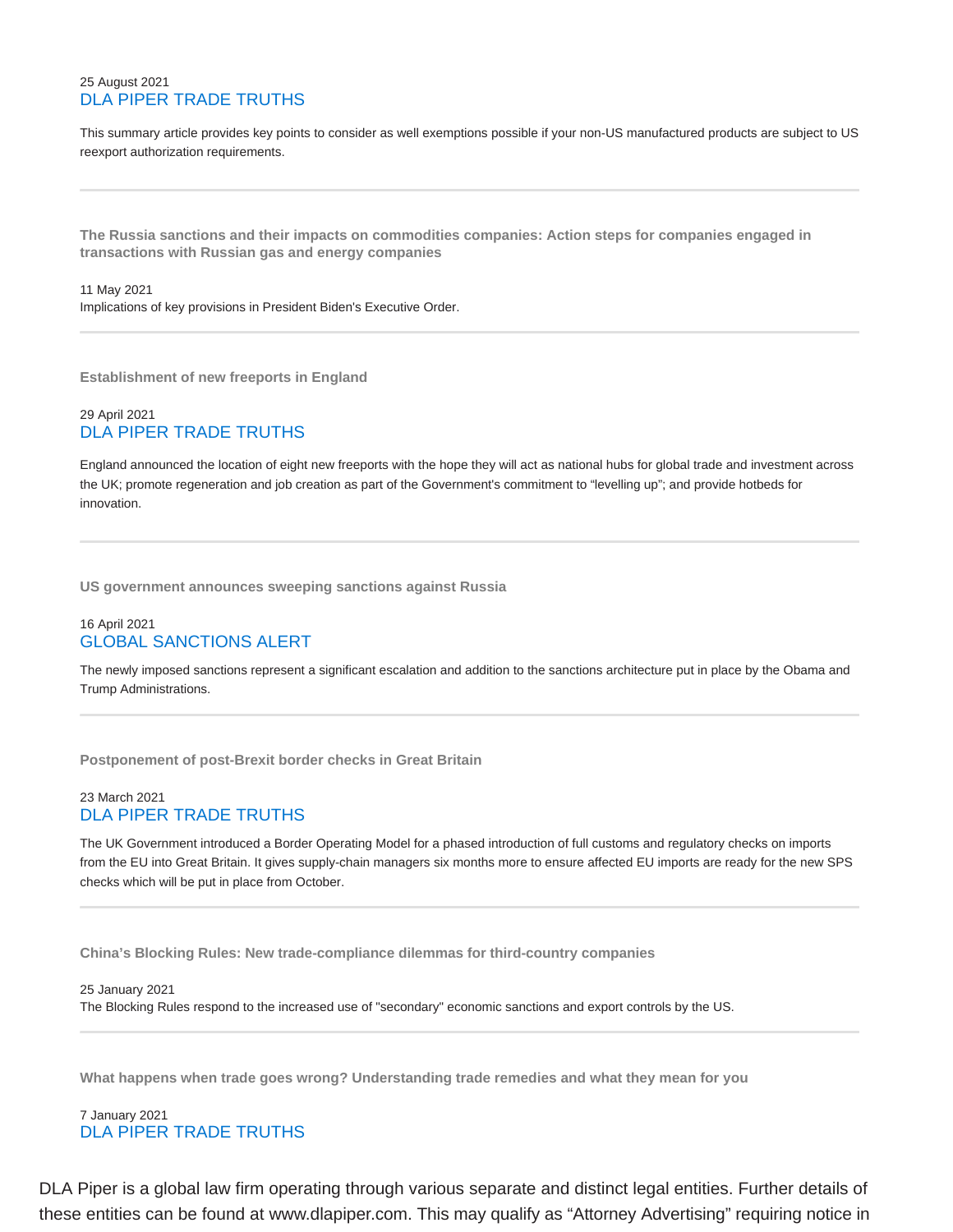25 August 2021
DLA PIPER TRADE TRUTHS

This summary article provides key points to consider as well exemptions possible if your non-US manufactured products are subject to US reexport authorization requirements.

---

**The Russia sanctions and their impacts on commodities companies: Action steps for companies engaged in transactions with Russian gas and energy companies**

11 May 2021
Implications of key provisions in President Biden's Executive Order.

---

**Establishment of new freeports in England**

29 April 2021
DLA PIPER TRADE TRUTHS

England announced the location of eight new freeports with the hope they will act as national hubs for global trade and investment across the UK; promote regeneration and job creation as part of the Government's commitment to "levelling up"; and provide hotbeds for innovation.

---

**US government announces sweeping sanctions against Russia**

16 April 2021
GLOBAL SANCTIONS ALERT

The newly imposed sanctions represent a significant escalation and addition to the sanctions architecture put in place by the Obama and Trump Administrations.

---

**Postponement of post-Brexit border checks in Great Britain**

23 March 2021
DLA PIPER TRADE TRUTHS

The UK Government introduced a Border Operating Model for a phased introduction of full customs and regulatory checks on imports from the EU into Great Britain. It gives supply-chain managers six months more to ensure affected EU imports are ready for the new SPS checks which will be put in place from October.

---

**China's Blocking Rules: New trade-compliance dilemmas for third-country companies**

25 January 2021
The Blocking Rules respond to the increased use of "secondary" economic sanctions and export controls by the US.

---

**What happens when trade goes wrong? Understanding trade remedies and what they mean for you**

7 January 2021
DLA PIPER TRADE TRUTHS

DLA Piper is a global law firm operating through various separate and distinct legal entities. Further details of these entities can be found at www.dlapiper.com. This may qualify as "Attorney Advertising" requiring notice in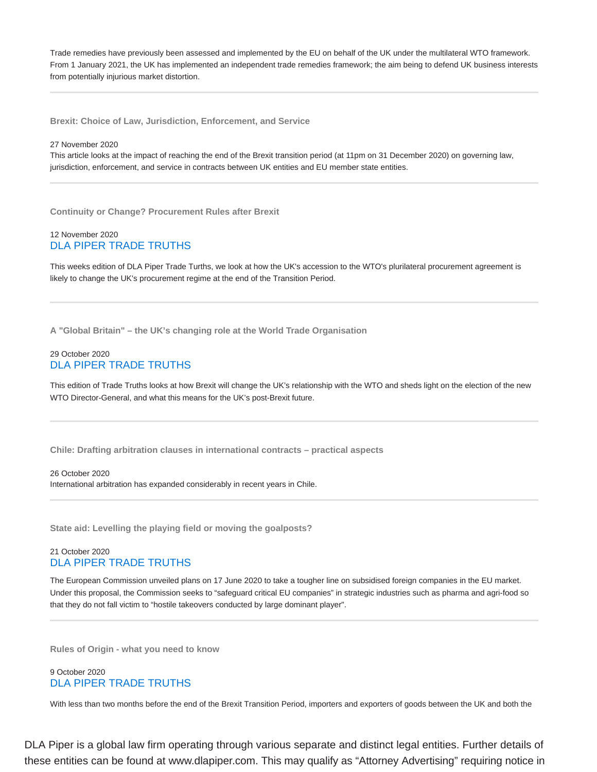Trade remedies have previously been assessed and implemented by the EU on behalf of the UK under the multilateral WTO framework. From 1 January 2021, the UK has implemented an independent trade remedies framework; the aim being to defend UK business interests from potentially injurious market distortion.

---

**Brexit: Choice of Law, Jurisdiction, Enforcement, and Service**

27 November 2020

This article looks at the impact of reaching the end of the Brexit transition period (at 11pm on 31 December 2020) on governing law, jurisdiction, enforcement, and service in contracts between UK entities and EU member state entities.

---

**Continuity or Change? Procurement Rules after Brexit**

12 November 2020

DLA PIPER TRADE TRUTHS

This weeks edition of DLA Piper Trade Turths, we look at how the UK's accession to the WTO's plurilateral procurement agreement is likely to change the UK's procurement regime at the end of the Transition Period.

---

**A "Global Britain" – the UK's changing role at the World Trade Organisation**

29 October 2020

DLA PIPER TRADE TRUTHS

This edition of Trade Truths looks at how Brexit will change the UK's relationship with the WTO and sheds light on the election of the new WTO Director-General, and what this means for the UK's post-Brexit future.

---

**Chile: Drafting arbitration clauses in international contracts – practical aspects**

26 October 2020

International arbitration has expanded considerably in recent years in Chile.

---

**State aid: Levelling the playing field or moving the goalposts?**

21 October 2020

DLA PIPER TRADE TRUTHS

The European Commission unveiled plans on 17 June 2020 to take a tougher line on subsidised foreign companies in the EU market. Under this proposal, the Commission seeks to "safeguard critical EU companies" in strategic industries such as pharma and agri-food so that they do not fall victim to "hostile takeovers conducted by large dominant player".

---

**Rules of Origin - what you need to know**

9 October 2020

DLA PIPER TRADE TRUTHS

With less than two months before the end of the Brexit Transition Period, importers and exporters of goods between the UK and both the

DLA Piper is a global law firm operating through various separate and distinct legal entities. Further details of these entities can be found at www.dlapiper.com. This may qualify as "Attorney Advertising" requiring notice in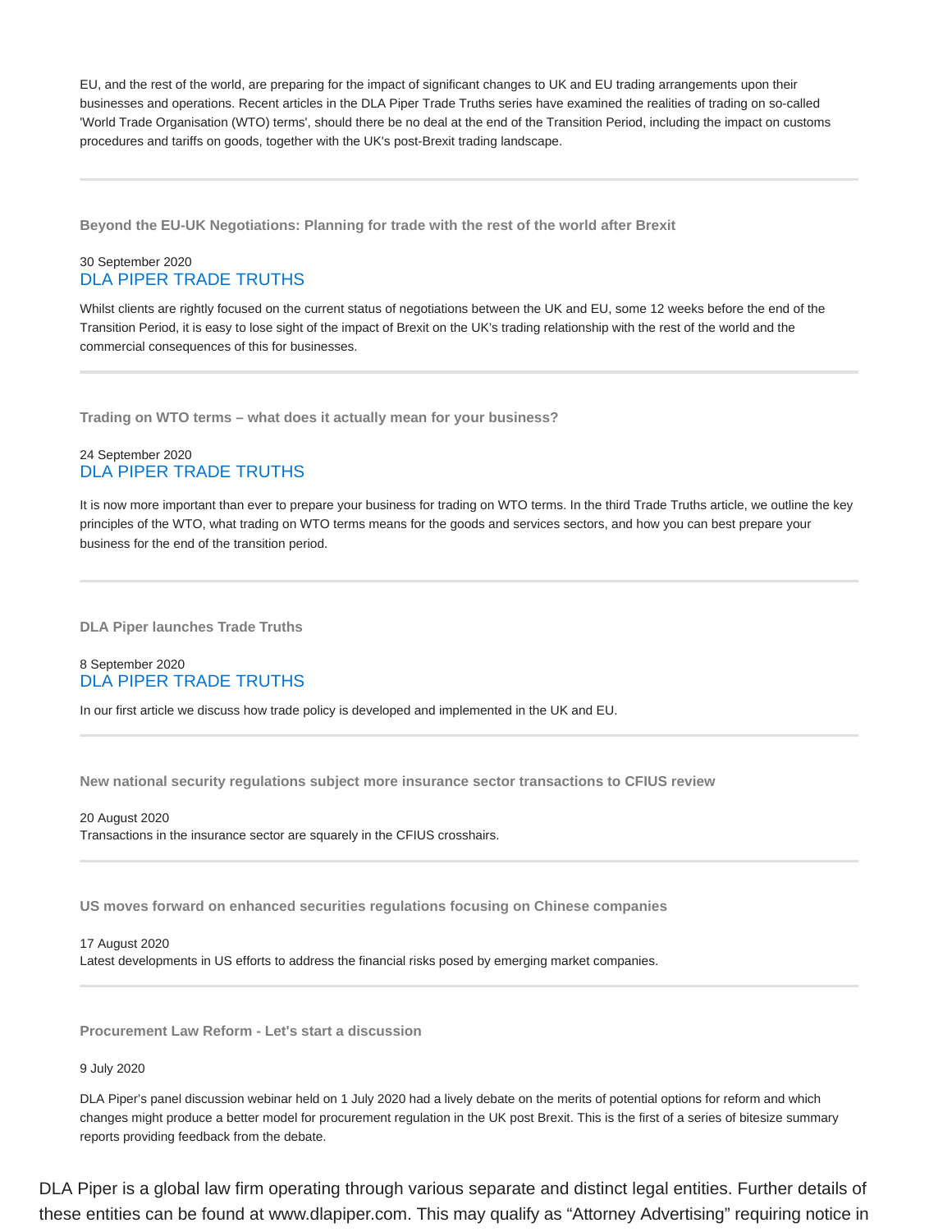EU, and the rest of the world, are preparing for the impact of significant changes to UK and EU trading arrangements upon their businesses and operations. Recent articles in the DLA Piper Trade Truths series have examined the realities of trading on so-called 'World Trade Organisation (WTO) terms', should there be no deal at the end of the Transition Period, including the impact on customs procedures and tariffs on goods, together with the UK's post-Brexit trading landscape.

---

**Beyond the EU-UK Negotiations: Planning for trade with the rest of the world after Brexit**

30 September 2020
DLA PIPER TRADE TRUTHS

Whilst clients are rightly focused on the current status of negotiations between the UK and EU, some 12 weeks before the end of the Transition Period, it is easy to lose sight of the impact of Brexit on the UK's trading relationship with the rest of the world and the commercial consequences of this for businesses.

---

**Trading on WTO terms – what does it actually mean for your business?**

24 September 2020
DLA PIPER TRADE TRUTHS

It is now more important than ever to prepare your business for trading on WTO terms. In the third Trade Truths article, we outline the key principles of the WTO, what trading on WTO terms means for the goods and services sectors, and how you can best prepare your business for the end of the transition period.

---

**DLA Piper launches Trade Truths**

8 September 2020
DLA PIPER TRADE TRUTHS

In our first article we discuss how trade policy is developed and implemented in the UK and EU.

---

**New national security regulations subject more insurance sector transactions to CFIUS review**

20 August 2020
Transactions in the insurance sector are squarely in the CFIUS crosshairs.

---

**US moves forward on enhanced securities regulations focusing on Chinese companies**

17 August 2020
Latest developments in US efforts to address the financial risks posed by emerging market companies.

---

**Procurement Law Reform - Let's start a discussion**

9 July 2020

DLA Piper's panel discussion webinar held on 1 July 2020 had a lively debate on the merits of potential options for reform and which changes might produce a better model for procurement regulation in the UK post Brexit. This is the first of a series of bitesize summary reports providing feedback from the debate.

DLA Piper is a global law firm operating through various separate and distinct legal entities. Further details of these entities can be found at www.dlapiper.com. This may qualify as "Attorney Advertising" requiring notice in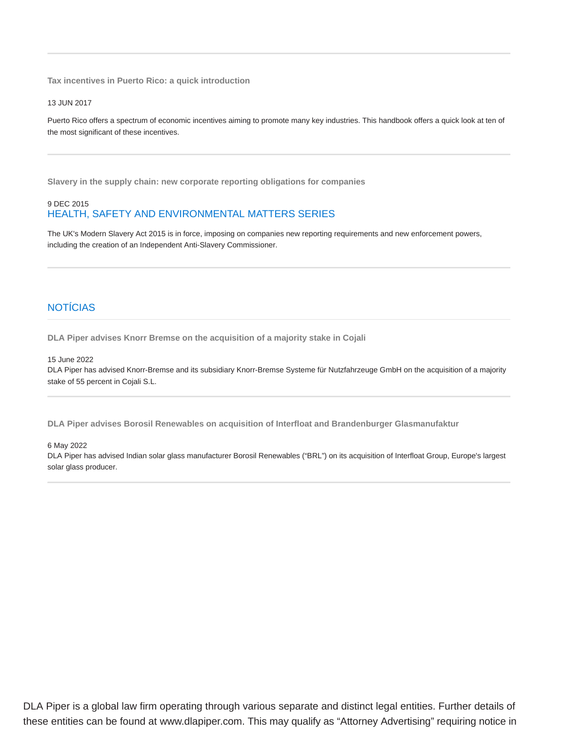**Tax incentives in Puerto Rico: a quick introduction**

13 JUN 2017

Puerto Rico offers a spectrum of economic incentives aiming to promote many key industries. This handbook offers a quick look at ten of the most significant of these incentives.

**Slavery in the supply chain: new corporate reporting obligations for companies**

9 DEC 2015

HEALTH, SAFETY AND ENVIRONMENTAL MATTERS SERIES

The UK's Modern Slavery Act 2015 is in force, imposing on companies new reporting requirements and new enforcement powers, including the creation of an Independent Anti-Slavery Commissioner.

## NOTÍCIAS

**DLA Piper advises Knorr Bremse on the acquisition of a majority stake in Cojali**

15 June 2022

DLA Piper has advised Knorr-Bremse and its subsidiary Knorr-Bremse Systeme für Nutzfahrzeuge GmbH on the acquisition of a majority stake of 55 percent in Cojali S.L.

**DLA Piper advises Borosil Renewables on acquisition of Interfloat and Brandenburger Glasmanufaktur**

6 May 2022

DLA Piper has advised Indian solar glass manufacturer Borosil Renewables ("BRL") on its acquisition of Interfloat Group, Europe's largest solar glass producer.

DLA Piper is a global law firm operating through various separate and distinct legal entities. Further details of these entities can be found at www.dlapiper.com. This may qualify as "Attorney Advertising" requiring notice in